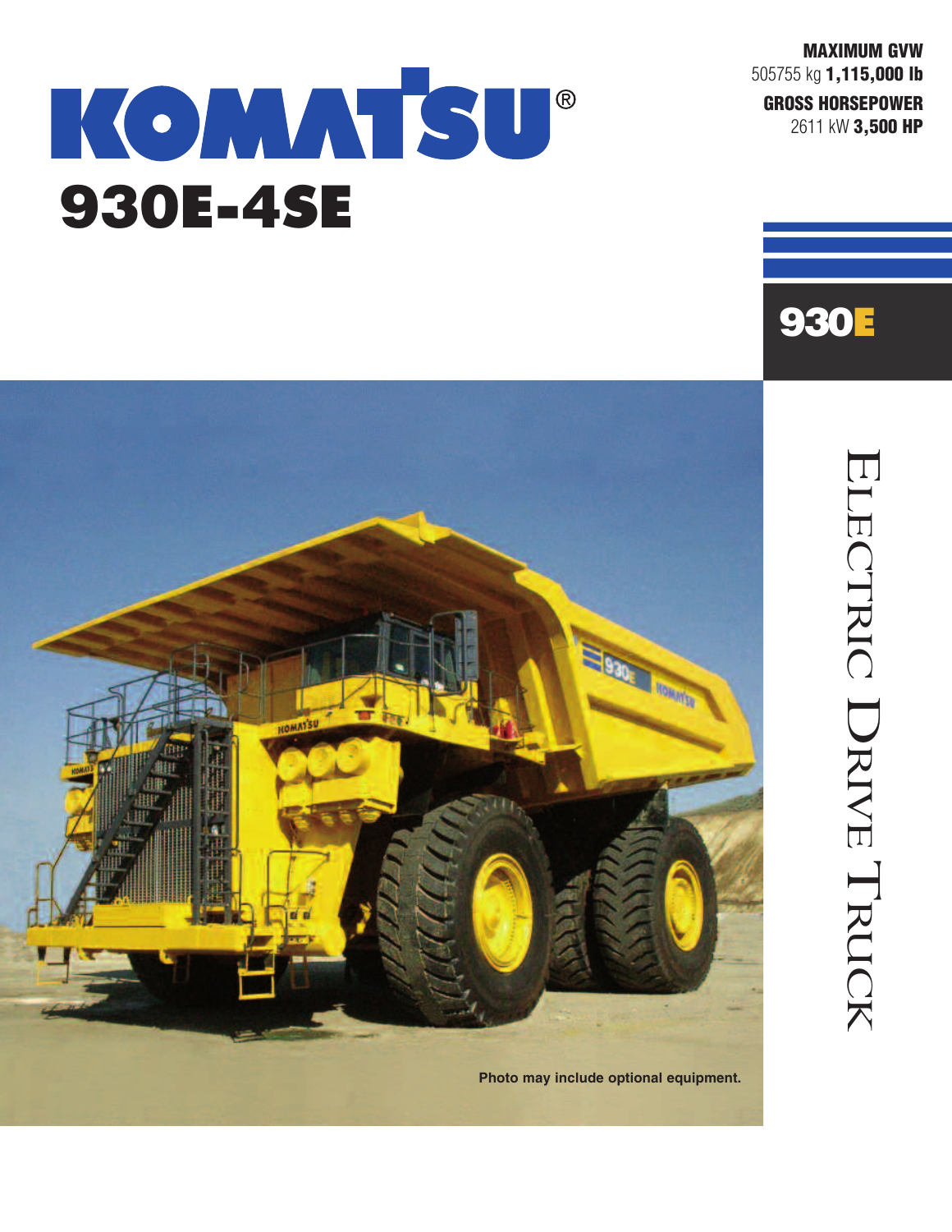# KOMATSU®

# 930E-4SE

**MAXIMUM GVW**
505755 kg **1,115,000 lb**

**GROSS HORSEPOWER**
2611 kW **3,500 HP**

## 930E

## ELECTRIC DRIVE TRUCK

**Photo may include optional equipment.**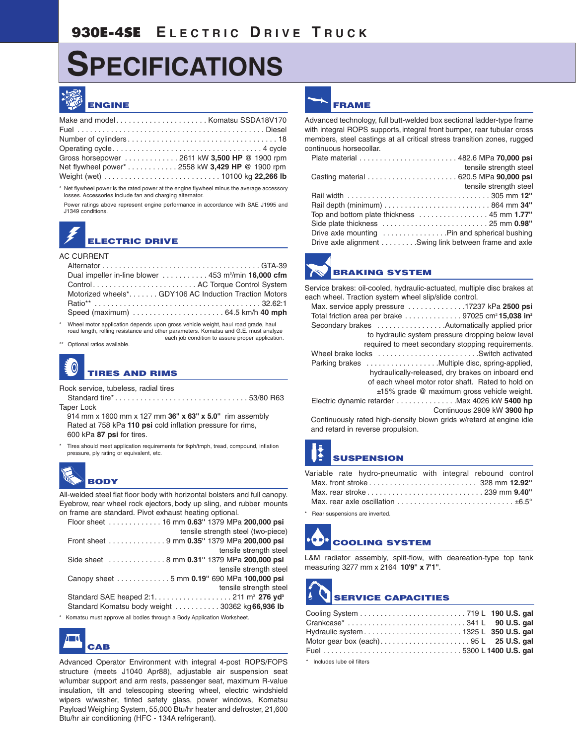# 930E-4SE Electric Drive Truck

# SPECIFICATIONS

## ENGINE

Make and model . . . . . . . . . . . . . . . . . . . . . Komatsu SSDA18V170
Fuel . . . . . . . . . . . . . . . . . . . . . . . . . . . . . . . . . . . . . . . . . . . . Diesel
Number of cylinders . . . . . . . . . . . . . . . . . . . . . . . . . . . . . . . . . 18
Operating cycle . . . . . . . . . . . . . . . . . . . . . . . . . . . . . . . . . . 4 cycle
Gross horsepower . . . . . . . . . . . . . 2611 kW **3,500 HP** @ 1900 rpm
Net flywheel power* . . . . . . . . . . . . 2558 kW **3,429 HP** @ 1900 rpm
Weight (wet) . . . . . . . . . . . . . . . . . . . . . . . . . . . 10100 kg **22,266 lb**

\* Net flywheel power is the rated power at the engine flywheel minus the average accessory losses. Accessories include fan and charging alternator.

Power ratings above represent engine performance in accordance with SAE J1995 and J1349 conditions.

## ELECTRIC DRIVE

AC CURRENT
Alternator . . . . . . . . . . . . . . . . . . . . . . . . . . . . . . . . . . . . . . GTA-39
Dual impeller in-line blower . . . . . . . . . . . 453 m³/min **16,000 cfm**
Control . . . . . . . . . . . . . . . . . . . . . . . . . AC Torque Control System
Motorized wheels* . . . . . . . GDY106 AC Induction Traction Motors
Ratio** . . . . . . . . . . . . . . . . . . . . . . . . . . . . . . . . . . . . . . . 32.62:1
Speed (maximum) . . . . . . . . . . . . . . . . . . . . . . 64.5 km/h **40 mph**

\* Wheel motor application depends upon gross vehicle weight, haul road grade, haul road length, rolling resistance and other parameters. Komatsu and G.E. must analyze each job condition to assure proper application.

\*\* Optional ratios available.

## TIRES AND RIMS

Rock service, tubeless, radial tires
Standard tire* . . . . . . . . . . . . . . . . . . . . . . . . . . . . . . . . 53/80 R63
Taper Lock
914 mm x 1600 mm x 127 mm **36" x 63" x 5.0"** rim assembly
Rated at 758 kPa **110 psi** cold inflation pressure for rims,
600 kPa **87 psi** for tires.

\* Tires should meet application requirements for tkph/tmph, tread, compound, inflation pressure, ply rating or equivalent, etc.

## BODY

All-welded steel flat floor body with horizontal bolsters and full canopy. Eyebrow, rear wheel rock ejectors, body up sling, and rubber mounts on frame are standard. Pivot exhaust heating optional.

Floor sheet . . . . . . . . . . . . . 16 mm **0.63"** 1379 MPa **200,000 psi** tensile strength steel (two-piece)
Front sheet . . . . . . . . . . . . . . 9 mm **0.35"** 1379 MPa **200,000 psi** tensile strength steel
Side sheet . . . . . . . . . . . . . . 8 mm **0.31"** 1379 MPa **200,000 psi** tensile strength steel
Canopy sheet . . . . . . . . . . . . . 5 mm **0.19"** 690 MPa **100,000 psi** tensile strength steel
Standard SAE heaped 2:1. . . . . . . . . . . . . . . . . . . 211 m³ **276 yd³**
Standard Komatsu body weight . . . . . . . . . . . 30362 kg **66,936 lb**

\* Komatsu must approve all bodies through a Body Application Worksheet.

## CAB

Advanced Operator Environment with integral 4-post ROPS/FOPS structure (meets J1040 Apr88), adjustable air suspension seat w/lumbar support and arm rests, passenger seat, maximum R-value insulation, tilt and telescoping steering wheel, electric windshield wipers w/washer, tinted safety glass, power windows, Komatsu Payload Weighing System, 55,000 Btu/hr heater and defroster, 21,600 Btu/hr air conditioning (HFC - 134A refrigerant).

## FRAME

Advanced technology, full butt-welded box sectional ladder-type frame with integral ROPS supports, integral front bumper, rear tubular cross members, steel castings at all critical stress transition zones, rugged continuous horsecollar.

Plate material . . . . . . . . . . . . . . . . . . . . . . . . 482.6 MPa **70,000 psi** tensile strength steel
Casting material . . . . . . . . . . . . . . . . . . . . . . 620.5 MPa **90,000 psi** tensile strength steel
Rail width . . . . . . . . . . . . . . . . . . . . . . . . . . . . . . . . . . . 305 mm **12"**
Rail depth (minimum) . . . . . . . . . . . . . . . . . . . . . . . . . . 864 mm **34"**
Top and bottom plate thickness . . . . . . . . . . . . . . . . . 45 mm **1.77"**
Side plate thickness . . . . . . . . . . . . . . . . . . . . . . . . . . 25 mm **0.98"**
Drive axle mounting . . . . . . . . . . . . . . . . Pin and spherical bushing
Drive axle alignment . . . . . . . . . Swing link between frame and axle

## BRAKING SYSTEM

Service brakes: oil-cooled, hydraulic-actuated, multiple disc brakes at each wheel. Traction system wheel slip/slide control.

Max. service apply pressure . . . . . . . . . . . . . 17237 kPa **2500 psi**
Total friction area per brake . . . . . . . . . . . . . 97025 cm² **15,038 in²**
Secondary brakes . . . . . . . . . . . . . . . . . Automatically applied prior to hydraulic system pressure dropping below level required to meet secondary stopping requirements.
Wheel brake locks . . . . . . . . . . . . . . . . . . . . . . . . . Switch activated
Parking brakes . . . . . . . . . . . . . . . . . . Multiple disc, spring-applied, hydraulically-released, dry brakes on inboard end of each wheel motor rotor shaft. Rated to hold on ±15% grade @ maximum gross vehicle weight.
Electric dynamic retarder . . . . . . . . . . . . . . Max 4026 kW **5400 hp**
Continuous 2909 kW **3900 hp**
Continuously rated high-density blown grids w/retard at engine idle and retard in reverse propulsion.

## SUSPENSION

Variable rate hydro-pneumatic with integral rebound control
Max. front stroke . . . . . . . . . . . . . . . . . . . . . . . . . . 328 mm **12.92"**
Max. rear stroke . . . . . . . . . . . . . . . . . . . . . . . . . . . . 239 mm **9.40"**
Max. rear axle oscillation . . . . . . . . . . . . . . . . . . . . . . . . . . . . ±6.5°

\* Rear suspensions are inverted.

## COOLING SYSTEM

L&M radiator assembly, split-flow, with deareation-type top tank measuring 3277 mm x 2164 **10'9" x 7'1"**.

## SERVICE CAPACITIES

Cooling System . . . . . . . . . . . . . . . . . . . . . . . . . . 719 L **190 U.S. gal**
Crankcase* . . . . . . . . . . . . . . . . . . . . . . . . . . . . . 341 L **90 U.S. gal**
Hydraulic system . . . . . . . . . . . . . . . . . . . . . . . . 1325 L **350 U.S. gal**
Motor gear box (each) . . . . . . . . . . . . . . . . . . . . . . 95 L **25 U.S. gal**
Fuel . . . . . . . . . . . . . . . . . . . . . . . . . . . . . . . . . . 5300 L **1400 U.S. gal**

\* Includes lube oil filters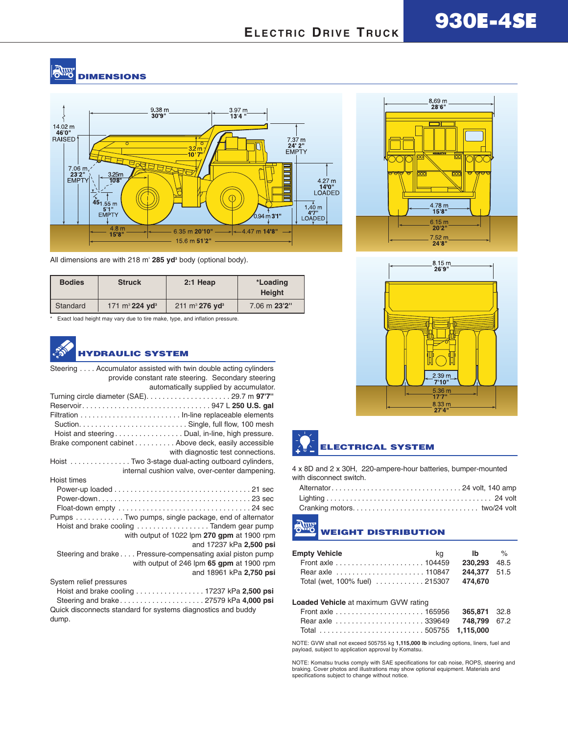# 930E-4SE

## Electric Drive Truck

## DIMENSIONS

All dimensions are with 218 m³ **285 yd³** body (optional body).

| Bodies | Struck | 2:1 Heap | *Loading Height |
|---|---|---|---|
| Standard | 171 m³ **224 yd³** | 211 m³ **276 yd³** | 7.06 m **23'2"** |

\* Exact load height may vary due to tire make, type, and inflation pressure.

## HYDRAULIC SYSTEM

Steering . . . . Accumulator assisted with twin double acting cylinders provide constant rate steering. Secondary steering automatically supplied by accumulator.

Turning circle diameter (SAE) . . . . . . . . . . 29.7 m **97'7"**

Reservoir . . . . . . . . . . 947 L **250 U.S. gal**

Filtration . . . . . . . . . . In-line replaceable elements

- Suction . . . . . . . . . . Single, full flow, 100 mesh
- Hoist and steering . . . . . . . . . . Dual, in-line, high pressure.

Brake component cabinet . . . . . . . . . . Above deck, easily accessible with diagnostic test connections.

Hoist . . . . . . . . . . Two 3-stage dual-acting outboard cylinders, internal cushion valve, over-center dampening.

Hoist times

- Power-up loaded . . . . . . . . . . 21 sec
- Power-down . . . . . . . . . . 23 sec
- Float-down empty . . . . . . . . . . 24 sec

Pumps . . . . . . . . . . Two pumps, single package, end of alternator

- Hoist and brake cooling . . . . . . . . . . Tandem gear pump with output of 1022 lpm **270 gpm** at 1900 rpm and 17237 kPa **2,500 psi**
- Steering and brake . . . . Pressure-compensating axial piston pump with output of 246 lpm **65 gpm** at 1900 rpm and 18961 kPa **2,750 psi**

System relief pressures

- Hoist and brake cooling . . . . . . . . . . 17237 kPa **2,500 psi**
- Steering and brake . . . . . . . . . . 27579 kPa **4,000 psi**

Quick disconnects standard for systems diagnostics and buddy dump.

## ELECTRICAL SYSTEM

4 x 8D and 2 x 30H, 220-ampere-hour batteries, bumper-mounted with disconnect switch.

- Alternator . . . . . . . . . . 24 volt, 140 amp
- Lighting . . . . . . . . . . 24 volt
- Cranking motors . . . . . . . . . . two/24 volt

## WEIGHT DISTRIBUTION

| **Empty Vehicle** | kg | lb | % |
|---|---|---|---|
| Front axle | 104459 | **230,293** | 48.5 |
| Rear axle | 110847 | **244,377** | 51.5 |
| Total (wet, 100% fuel) | 215307 | **474,670** | |
| **Loaded Vehicle** at maximum GVW rating | | | |
| Front axle | 165956 | **365,871** | 32.8 |
| Rear axle | 339649 | **748,799** | 67.2 |
| Total | 505755 | **1,115,000** | |

NOTE: GVW shall not exceed 505755 kg **1,115,000 lb** including options, liners, fuel and payload, subject to application approval by Komatsu.

NOTE: Komatsu trucks comply with SAE specifications for cab noise, ROPS, steering and braking. Cover photos and illustrations may show optional equipment. Materials and specifications subject to change without notice.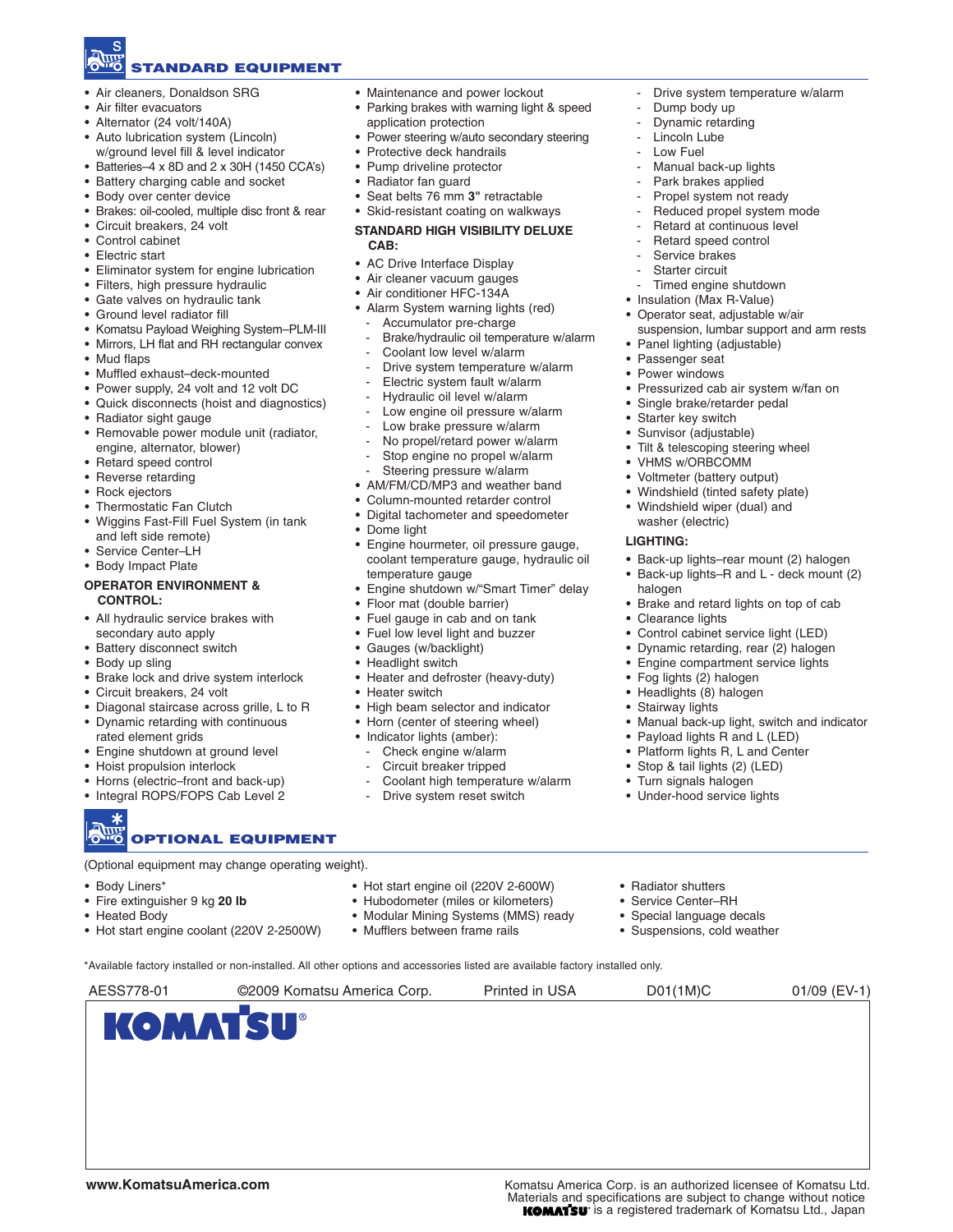## STANDARD EQUIPMENT

- Air cleaners, Donaldson SRG
- Air filter evacuators
- Alternator (24 volt/140A)
- Auto lubrication system (Lincoln) w/ground level fill & level indicator
- Batteries–4 x 8D and 2 x 30H (1450 CCA's)
- Battery charging cable and socket
- Body over center device
- Brakes: oil-cooled, multiple disc front & rear
- Circuit breakers, 24 volt
- Control cabinet
- Electric start
- Eliminator system for engine lubrication
- Filters, high pressure hydraulic
- Gate valves on hydraulic tank
- Ground level radiator fill
- Komatsu Payload Weighing System–PLM-III
- Mirrors, LH flat and RH rectangular convex
- Mud flaps
- Muffled exhaust–deck-mounted
- Power supply, 24 volt and 12 volt DC
- Quick disconnects (hoist and diagnostics)
- Radiator sight gauge
- Removable power module unit (radiator, engine, alternator, blower)
- Retard speed control
- Reverse retarding
- Rock ejectors
- Thermostatic Fan Clutch
- Wiggins Fast-Fill Fuel System (in tank and left side remote)
- Service Center–LH
- Body Impact Plate

### OPERATOR ENVIRONMENT & CONTROL:

- All hydraulic service brakes with secondary auto apply
- Battery disconnect switch
- Body up sling
- Brake lock and drive system interlock
- Circuit breakers, 24 volt
- Diagonal staircase across grille, L to R
- Dynamic retarding with continuous rated element grids
- Engine shutdown at ground level
- Hoist propulsion interlock
- Horns (electric–front and back-up)
- Integral ROPS/FOPS Cab Level 2
- Maintenance and power lockout
- Parking brakes with warning light & speed application protection
- Power steering w/auto secondary steering
- Protective deck handrails
- Pump driveline protector
- Radiator fan guard
- Seat belts 76 mm **3"** retractable
- Skid-resistant coating on walkways

### STANDARD HIGH VISIBILITY DELUXE CAB:

- AC Drive Interface Display
- Air cleaner vacuum gauges
- Air conditioner HFC-134A
- Alarm System warning lights (red)
  - Accumulator pre-charge
  - Brake/hydraulic oil temperature w/alarm
  - Coolant low level w/alarm
  - Drive system temperature w/alarm
  - Electric system fault w/alarm
  - Hydraulic oil level w/alarm
  - Low engine oil pressure w/alarm
  - Low brake pressure w/alarm
  - No propel/retard power w/alarm
  - Stop engine no propel w/alarm
  - Steering pressure w/alarm
- AM/FM/CD/MP3 and weather band
- Column-mounted retarder control
- Digital tachometer and speedometer
- Dome light
- Engine hourmeter, oil pressure gauge, coolant temperature gauge, hydraulic oil temperature gauge
- Engine shutdown w/"Smart Timer" delay
- Floor mat (double barrier)
- Fuel gauge in cab and on tank
- Fuel low level light and buzzer
- Gauges (w/backlight)
- Headlight switch
- Heater and defroster (heavy-duty)
- Heater switch
- High beam selector and indicator
- Horn (center of steering wheel)
- Indicator lights (amber):
  - Check engine w/alarm
  - Circuit breaker tripped
  - Coolant high temperature w/alarm
  - Drive system reset switch
  - Drive system temperature w/alarm
  - Dump body up
  - Dynamic retarding
  - Lincoln Lube
  - Low Fuel
  - Manual back-up lights
  - Park brakes applied
  - Propel system not ready
  - Reduced propel system mode
  - Retard at continuous level
  - Retard speed control
  - Service brakes
  - Starter circuit
  - Timed engine shutdown
- Insulation (Max R-Value)
- Operator seat, adjustable w/air suspension, lumbar support and arm rests
- Panel lighting (adjustable)
- Passenger seat
- Power windows
- Pressurized cab air system w/fan on
- Single brake/retarder pedal
- Starter key switch
- Sunvisor (adjustable)
- Tilt & telescoping steering wheel
- VHMS w/ORBCOMM
- Voltmeter (battery output)
- Windshield (tinted safety plate)
- Windshield wiper (dual) and washer (electric)

### LIGHTING:

- Back-up lights–rear mount (2) halogen
- Back-up lights–R and L - deck mount (2) halogen
- Brake and retard lights on top of cab
- Clearance lights
- Control cabinet service light (LED)
- Dynamic retarding, rear (2) halogen
- Engine compartment service lights
- Fog lights (2) halogen
- Headlights (8) halogen
- Stairway lights
- Manual back-up light, switch and indicator
- Payload lights R and L (LED)
- Platform lights R, L and Center
- Stop & tail lights (2) (LED)
- Turn signals halogen
- Under-hood service lights

## OPTIONAL EQUIPMENT

(Optional equipment may change operating weight).

- Body Liners*
- Fire extinguisher 9 kg **20 lb**
- Heated Body
- Hot start engine coolant (220V 2-2500W)
- Hot start engine oil (220V 2-600W)
- Hubodometer (miles or kilometers)
- Modular Mining Systems (MMS) ready
- Mufflers between frame rails
- Radiator shutters
- Service Center–RH
- Special language decals
- Suspensions, cold weather

*Available factory installed or non-installed. All other options and accessories listed are available factory installed only.

AESS778-01 ©2009 Komatsu America Corp. Printed in USA D01(1M)C 01/09 (EV-1)

KOMATSU®

www.KomatsuAmerica.com

Komatsu America Corp. is an authorized licensee of Komatsu Ltd.
Materials and specifications are subject to change without notice
KOMATSU® is a registered trademark of Komatsu Ltd., Japan